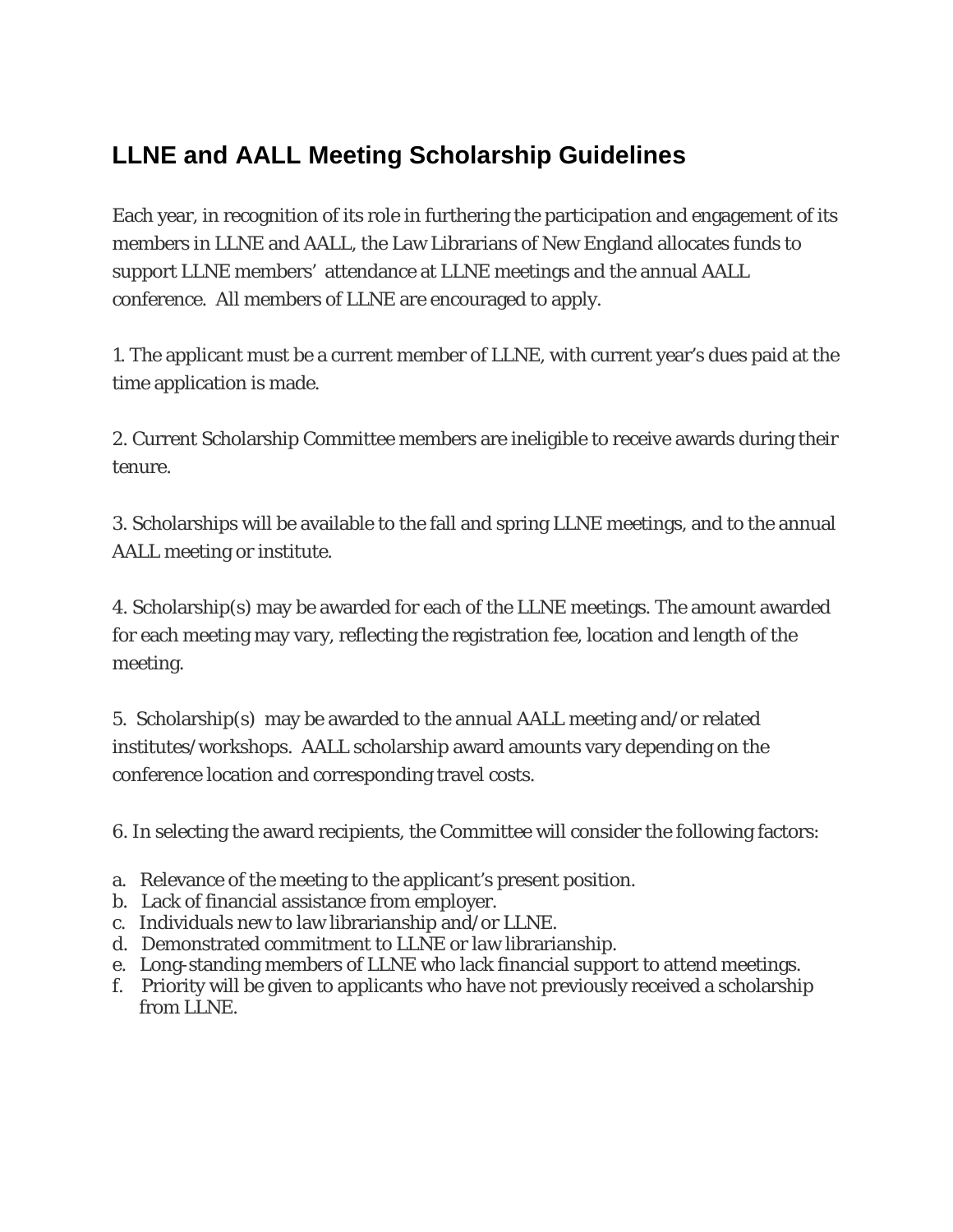# LLNE and AALL Meeting Scholarship Guidelines

Each year, in recognition of its role in furthering the participation and engagement of its members in LLNE and AALL, the Law Librarians of New England allocates funds to support LLNE members' attendance at LLNE meetings and the annual AALL conference. All members of LLNE are encouraged to apply.

1. The applicant must be a current member of LLNE, with current year's dues paid at the time application is made.

2. Current Scholarship Committee members are ineligible to receive awards during their tenure.

3. Scholarships will be available to the fall and spring LLNE meetings, and to the annual AALL meeting or institute.

4. Scholarship(s) may be awarded for each of the LLNE meetings. The amount awarded for each meeting may vary, reflecting the registration fee, location and length of the meeting.

5. Scholarship(s) may be awarded to the annual AALL meeting and/or related institutes/workshops. AALL scholarship award amounts vary depending on the conference location and corresponding travel costs.

6. In selecting the award recipients, the Committee will consider the following factors:

a. Relevance of the meeting to the applicant's present position.
b. Lack of financial assistance from employer.
c. Individuals new to law librarianship and/or LLNE.
d. Demonstrated commitment to LLNE or law librarianship.
e. Long-standing members of LLNE who lack financial support to attend meetings.
f. Priority will be given to applicants who have not previously received a scholarship from LLNE.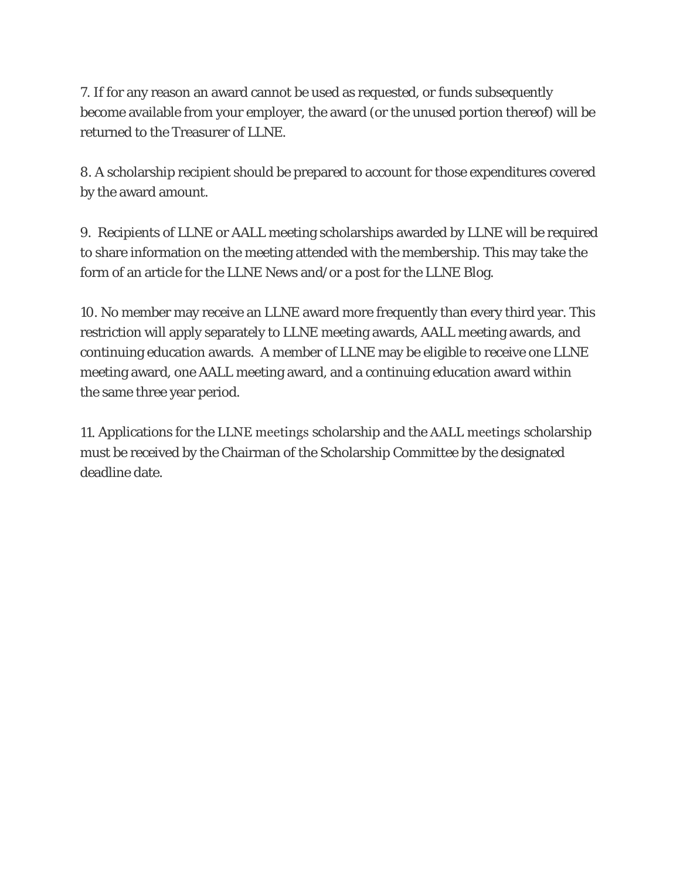7. If for any reason an award cannot be used as requested, or funds subsequently become available from your employer, the award (or the unused portion thereof) will be returned to the Treasurer of LLNE.

8. A scholarship recipient should be prepared to account for those expenditures covered by the award amount.

9. Recipients of LLNE or AALL meeting scholarships awarded by LLNE will be required to share information on the meeting attended with the membership. This may take the form of an article for the LLNE News and/or a post for the LLNE Blog.

10. No member may receive an LLNE award more frequently than every third year. This restriction will apply separately to LLNE meeting awards, AALL meeting awards, and continuing education awards. A member of LLNE may be eligible to receive one LLNE meeting award, one AALL meeting award, and a continuing education award within the same three year period.

11. Applications for the LLNE meetings scholarship and the AALL meetings scholarship must be received by the Chairman of the Scholarship Committee by the designated deadline date.